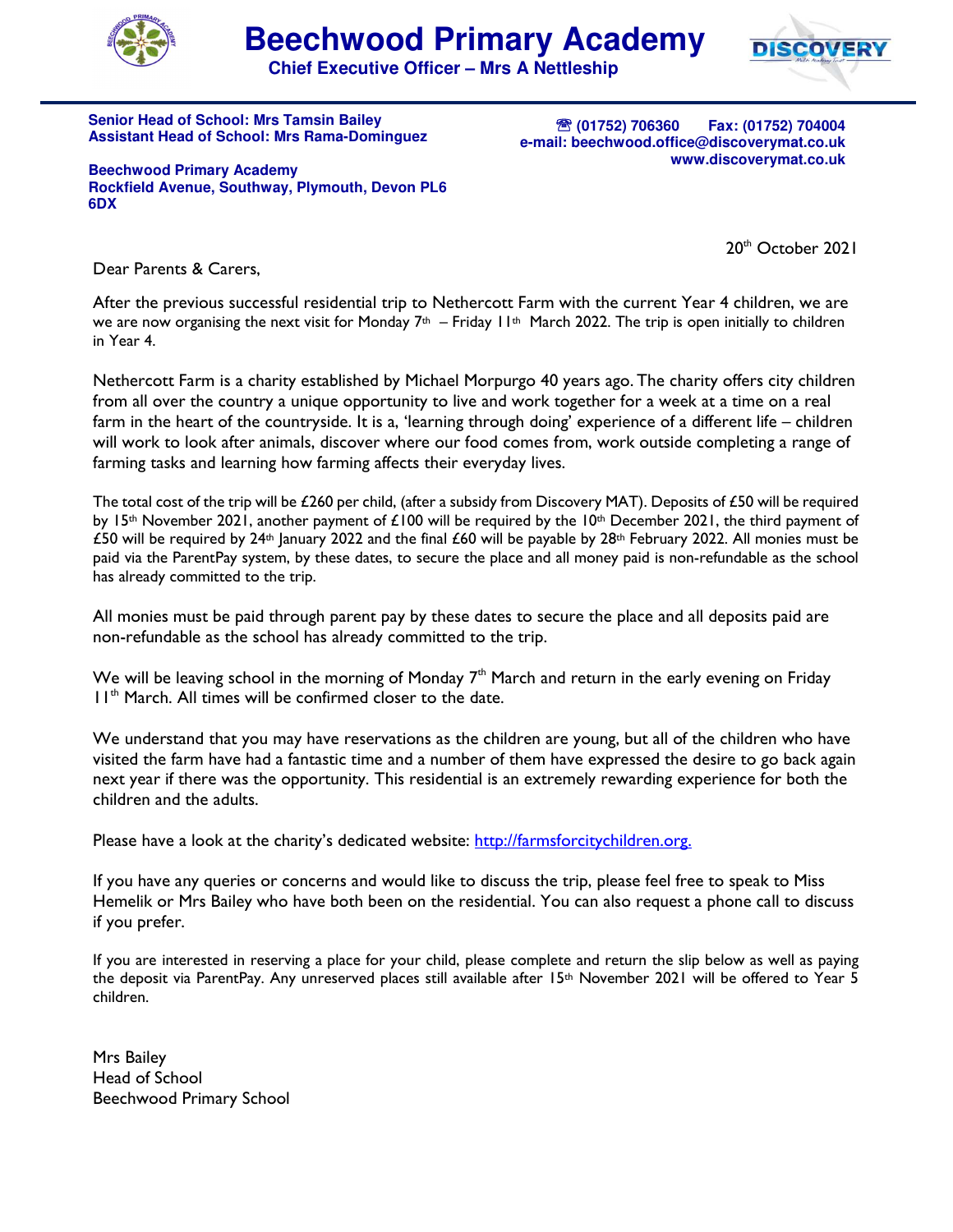# Beechwood Primary Academy

**Chief Executive Officer – Mrs A Nettleship**

**Senior Head of School: Mrs Tamsin Bailey**
**Assistant Head of School: Mrs Rama-Dominguez**

**Beechwood Primary Academy**
**Rockfield Avenue, Southway, Plymouth, Devon PL6 6DX**

**☎ (01752) 706360 Fax: (01752) 704004**
**e-mail: beechwood.office@discoverymat.co.uk**
**www.discoverymat.co.uk**

20th October 2021

Dear Parents & Carers,

After the previous successful residential trip to Nethercott Farm with the current Year 4 children, we are we are now organising the next visit for Monday 7th – Friday 11th March 2022. The trip is open initially to children in Year 4.

Nethercott Farm is a charity established by Michael Morpurgo 40 years ago. The charity offers city children from all over the country a unique opportunity to live and work together for a week at a time on a real farm in the heart of the countryside. It is a, 'learning through doing' experience of a different life – children will work to look after animals, discover where our food comes from, work outside completing a range of farming tasks and learning how farming affects their everyday lives.

The total cost of the trip will be £260 per child, (after a subsidy from Discovery MAT). Deposits of £50 will be required by 15th November 2021, another payment of £100 will be required by the 10th December 2021, the third payment of £50 will be required by 24th January 2022 and the final £60 will be payable by 28th February 2022. All monies must be paid via the ParentPay system, by these dates, to secure the place and all money paid is non-refundable as the school has already committed to the trip.

All monies must be paid through parent pay by these dates to secure the place and all deposits paid are non-refundable as the school has already committed to the trip.

We will be leaving school in the morning of Monday 7th March and return in the early evening on Friday 11th March. All times will be confirmed closer to the date.

We understand that you may have reservations as the children are young, but all of the children who have visited the farm have had a fantastic time and a number of them have expressed the desire to go back again next year if there was the opportunity. This residential is an extremely rewarding experience for both the children and the adults.

Please have a look at the charity's dedicated website: [http://farmsforcitychildren.org.](http://farmsforcitychildren.org)

If you have any queries or concerns and would like to discuss the trip, please feel free to speak to Miss Hemelik or Mrs Bailey who have both been on the residential. You can also request a phone call to discuss if you prefer.

If you are interested in reserving a place for your child, please complete and return the slip below as well as paying the deposit via ParentPay. Any unreserved places still available after 15th November 2021 will be offered to Year 5 children.

Mrs Bailey
Head of School
Beechwood Primary School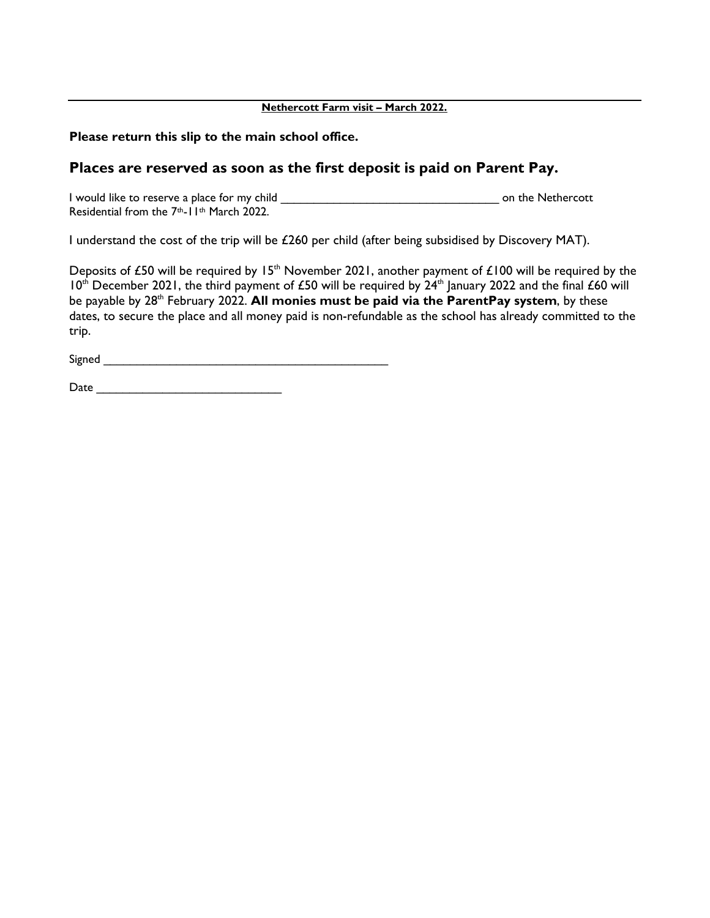---

**Nethercott Farm visit – March 2022.**

**Please return this slip to the main school office.**

## Places are reserved as soon as the first deposit is paid on Parent Pay.

I would like to reserve a place for my child ________________________________ on the Nethercott Residential from the 7th-11th March 2022.

I understand the cost of the trip will be £260 per child (after being subsidised by Discovery MAT).

Deposits of £50 will be required by 15th November 2021, another payment of £100 will be required by the 10th December 2021, the third payment of £50 will be required by 24th January 2022 and the final £60 will be payable by 28th February 2022. **All monies must be paid via the ParentPay system**, by these dates, to secure the place and all money paid is non-refundable as the school has already committed to the trip.

Signed ____________________________________________

Date ____________________________